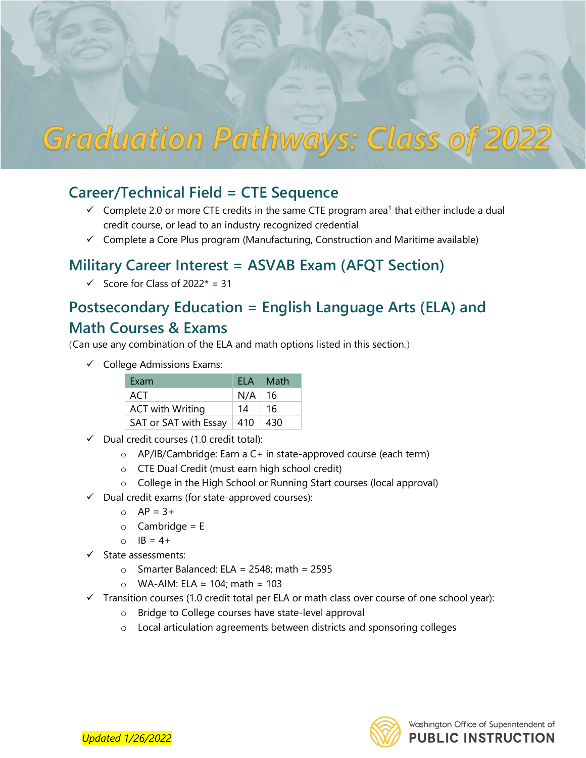# Graduation Pathways: Class of 2022

## Career/Technical Field = CTE Sequence

- ✓ Complete 2.0 or more CTE credits in the same CTE program area[1] that either include a dual credit course, or lead to an industry recognized credential
- ✓ Complete a Core Plus program (Manufacturing, Construction and Maritime available)

## Military Career Interest = ASVAB Exam (AFQT Section)

- ✓ Score for Class of 2022* = 31

## Postsecondary Education = English Language Arts (ELA) and Math Courses & Exams

(Can use any combination of the ELA and math options listed in this section.)

- ✓ College Admissions Exams:

| Exam | ELA | Math |
| --- | --- | --- |
| ACT | N/A | 16 |
| ACT with Writing | 14 | 16 |
| SAT or SAT with Essay | 410 | 430 |

- ✓ Dual credit courses (1.0 credit total):
  - AP/IB/Cambridge: Earn a C+ in state-approved course (each term)
  - CTE Dual Credit (must earn high school credit)
  - College in the High School or Running Start courses (local approval)
- ✓ Dual credit exams (for state-approved courses):
  - AP = 3+
  - Cambridge = E
  - IB = 4+
- ✓ State assessments:
  - Smarter Balanced: ELA = 2548; math = 2595
  - WA-AIM: ELA = 104; math = 103
- ✓ Transition courses (1.0 credit total per ELA or math class over course of one school year):
  - Bridge to College courses have state-level approval
  - Local articulation agreements between districts and sponsoring colleges

*Updated 1/26/2022*

Washington Office of Superintendent of **PUBLIC INSTRUCTION**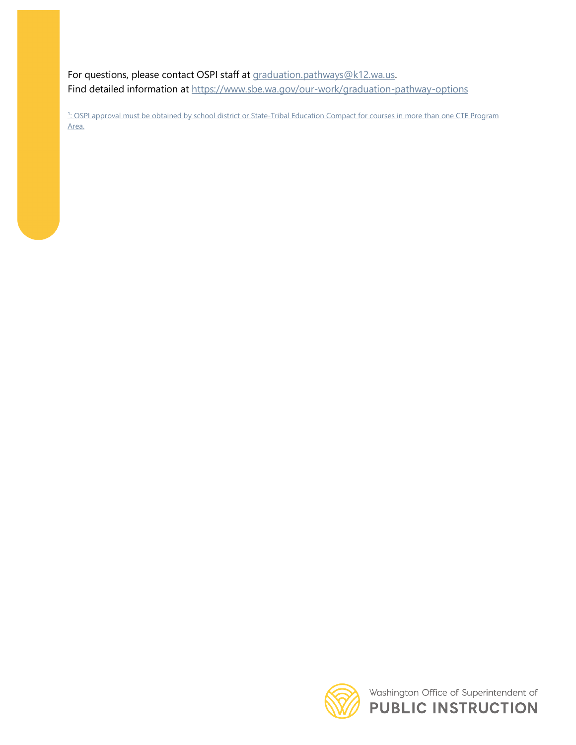For questions, please contact OSPI staff at graduation.pathways@k12.wa.us.
Find detailed information at https://www.sbe.wa.gov/our-work/graduation-pathway-options

[1]: OSPI approval must be obtained by school district or State-Tribal Education Compact for courses in more than one CTE Program Area.

Washington Office of Superintendent of
PUBLIC INSTRUCTION